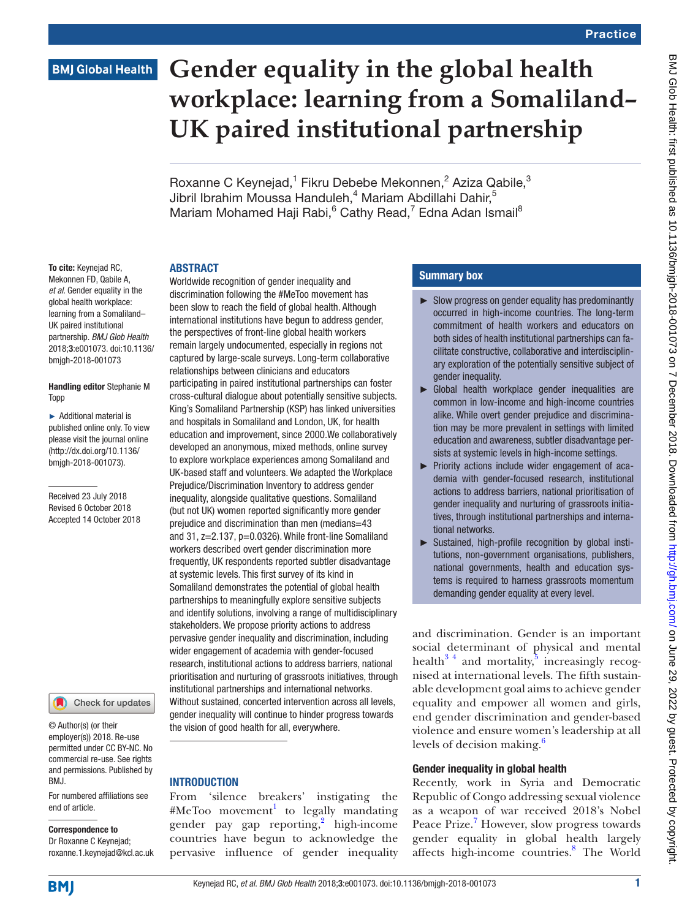Practice

# Gender equality in the global health workplace: learning from a Somaliland–UK paired institutional partnership

Roxanne C Keynejad,[1] Fikru Debebe Mekonnen,[2] Aziza Qabile,[3] Jibril Ibrahim Moussa Handuleh,[4] Mariam Abdillahi Dahir,[5] Mariam Mohamed Haji Rabi,[6] Cathy Read,[7] Edna Adan Ismail[8]

**To cite:** Keynejad RC, Mekonnen FD, Qabile A, *et al*. Gender equality in the global health workplace: learning from a Somaliland–UK paired institutional partnership. *BMJ Glob Health* 2018;**3**:e001073. doi:10.1136/bmjgh-2018-001073

**Handling editor** Stephanie M Topp

► Additional material is published online only. To view please visit the journal online (http://dx.doi.org/10.1136/bmjgh-2018-001073).

Received 23 July 2018
Revised 6 October 2018
Accepted 14 October 2018

© Author(s) (or their employer(s)) 2018. Re-use permitted under CC BY-NC. No commercial re-use. See rights and permissions. Published by BMJ.

For numbered affiliations see end of article.

**Correspondence to**
Dr Roxanne C Keynejad; roxanne.1.keynejad@kcl.ac.uk

## ABSTRACT

Worldwide recognition of gender inequality and discrimination following the #MeToo movement has been slow to reach the field of global health. Although international institutions have begun to address gender, the perspectives of front-line global health workers remain largely undocumented, especially in regions not captured by large-scale surveys. Long-term collaborative relationships between clinicians and educators participating in paired institutional partnerships can foster cross-cultural dialogue about potentially sensitive subjects. King's Somaliland Partnership (KSP) has linked universities and hospitals in Somaliland and London, UK, for health education and improvement, since 2000.We collaboratively developed an anonymous, mixed methods, online survey to explore workplace experiences among Somaliland and UK-based staff and volunteers. We adapted the Workplace Prejudice/Discrimination Inventory to address gender inequality, alongside qualitative questions. Somaliland (but not UK) women reported significantly more gender prejudice and discrimination than men (medians=43 and 31, $z=2.137$, $p=0.0326$). While front-line Somaliland workers described overt gender discrimination more frequently, UK respondents reported subtler disadvantage at systemic levels. This first survey of its kind in Somaliland demonstrates the potential of global health partnerships to meaningfully explore sensitive subjects and identify solutions, involving a range of multidisciplinary stakeholders. We propose priority actions to address pervasive gender inequality and discrimination, including wider engagement of academia with gender-focused research, institutional actions to address barriers, national prioritisation and nurturing of grassroots initiatives, through institutional partnerships and international networks. Without sustained, concerted intervention across all levels, gender inequality will continue to hinder progress towards the vision of good health for all, everywhere.

## Summary box

- Slow progress on gender equality has predominantly occurred in high-income countries. The long-term commitment of health workers and educators on both sides of health institutional partnerships can facilitate constructive, collaborative and interdisciplinary exploration of the potentially sensitive subject of gender inequality.
- Global health workplace gender inequalities are common in low-income and high-income countries alike. While overt gender prejudice and discrimination may be more prevalent in settings with limited education and awareness, subtler disadvantage persists at systemic levels in high-income settings.
- Priority actions include wider engagement of academia with gender-focused research, institutional actions to address barriers, national prioritisation of gender inequality and nurturing of grassroots initiatives, through institutional partnerships and international networks.
- Sustained, high-profile recognition by global institutions, non-government organisations, publishers, national governments, health and education systems is required to harness grassroots momentum demanding gender equality at every level.

## INTRODUCTION

From 'silence breakers' instigating the #MeToo movement[1] to legally mandating gender pay gap reporting,[2] high-income countries have begun to acknowledge the pervasive influence of gender inequality and discrimination. Gender is an important social determinant of physical and mental health[3 4] and mortality,[5] increasingly recognised at international levels. The fifth sustainable development goal aims to achieve gender equality and empower all women and girls, end gender discrimination and gender-based violence and ensure women's leadership at all levels of decision making.[6]

### Gender inequality in global health

Recently, work in Syria and Democratic Republic of Congo addressing sexual violence as a weapon of war received 2018's Nobel Peace Prize.[7] However, slow progress towards gender equality in global health largely affects high-income countries.[8] The World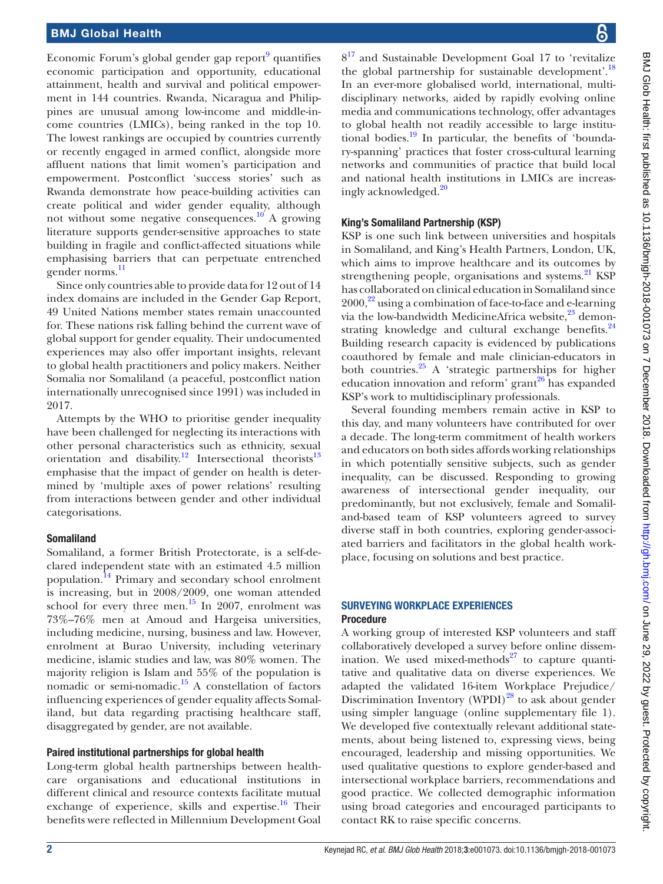Economic Forum's global gender gap report[9] quantifies economic participation and opportunity, educational attainment, health and survival and political empowerment in 144 countries. Rwanda, Nicaragua and Philippines are unusual among low-income and middle-income countries (LMICs), being ranked in the top 10. The lowest rankings are occupied by countries currently or recently engaged in armed conflict, alongside more affluent nations that limit women's participation and empowerment. Postconflict 'success stories' such as Rwanda demonstrate how peace-building activities can create political and wider gender equality, although not without some negative consequences.[10] A growing literature supports gender-sensitive approaches to state building in fragile and conflict-affected situations while emphasising barriers that can perpetuate entrenched gender norms.[11]

Since only countries able to provide data for 12 out of 14 index domains are included in the Gender Gap Report, 49 United Nations member states remain unaccounted for. These nations risk falling behind the current wave of global support for gender equality. Their undocumented experiences may also offer important insights, relevant to global health practitioners and policy makers. Neither Somalia nor Somaliland (a peaceful, postconflict nation internationally unrecognised since 1991) was included in 2017.

Attempts by the WHO to prioritise gender inequality have been challenged for neglecting its interactions with other personal characteristics such as ethnicity, sexual orientation and disability.[12] Intersectional theorists[13] emphasise that the impact of gender on health is determined by 'multiple axes of power relations' resulting from interactions between gender and other individual categorisations.

### Somaliland

Somaliland, a former British Protectorate, is a self-declared independent state with an estimated 4.5 million population.[14] Primary and secondary school enrolment is increasing, but in 2008/2009, one woman attended school for every three men.[15] In 2007, enrolment was 73%–76% men at Amoud and Hargeisa universities, including medicine, nursing, business and law. However, enrolment at Burao University, including veterinary medicine, islamic studies and law, was 80% women. The majority religion is Islam and 55% of the population is nomadic or semi-nomadic.[15] A constellation of factors influencing experiences of gender equality affects Somaliland, but data regarding practising healthcare staff, disaggregated by gender, are not available.

### Paired institutional partnerships for global health

Long-term global health partnerships between healthcare organisations and educational institutions in different clinical and resource contexts facilitate mutual exchange of experience, skills and expertise.[16] Their benefits were reflected in Millennium Development Goal 8[17] and Sustainable Development Goal 17 to 'revitalize the global partnership for sustainable development'.[18] In an ever-more globalised world, international, multidisciplinary networks, aided by rapidly evolving online media and communications technology, offer advantages to global health not readily accessible to large institutional bodies.[19] In particular, the benefits of 'boundary-spanning' practices that foster cross-cultural learning networks and communities of practice that build local and national health institutions in LMICs are increasingly acknowledged.[20]

### King's Somaliland Partnership (KSP)

KSP is one such link between universities and hospitals in Somaliland, and King's Health Partners, London, UK, which aims to improve healthcare and its outcomes by strengthening people, organisations and systems.[21] KSP has collaborated on clinical education in Somaliland since 2000,[22] using a combination of face-to-face and e-learning via the low-bandwidth MedicineAfrica website,[23] demonstrating knowledge and cultural exchange benefits.[24] Building research capacity is evidenced by publications coauthored by female and male clinician-educators in both countries.[25] A 'strategic partnerships for higher education innovation and reform' grant[26] has expanded KSP's work to multidisciplinary professionals.

Several founding members remain active in KSP to this day, and many volunteers have contributed for over a decade. The long-term commitment of health workers and educators on both sides affords working relationships in which potentially sensitive subjects, such as gender inequality, can be discussed. Responding to growing awareness of intersectional gender inequality, our predominantly, but not exclusively, female and Somaliland-based team of KSP volunteers agreed to survey diverse staff in both countries, exploring gender-associated barriers and facilitators in the global health workplace, focusing on solutions and best practice.

## SURVEYING WORKPLACE EXPERIENCES

### Procedure

A working group of interested KSP volunteers and staff collaboratively developed a survey before online dissemination. We used mixed-methods[27] to capture quantitative and qualitative data on diverse experiences. We adapted the validated 16-item Workplace Prejudice/Discrimination Inventory (WPDI)[28] to ask about gender using simpler language (online supplementary file 1). We developed five contextually relevant additional statements, about being listened to, expressing views, being encouraged, leadership and missing opportunities. We used qualitative questions to explore gender-based and intersectional workplace barriers, recommendations and good practice. We collected demographic information using broad categories and encouraged participants to contact RK to raise specific concerns.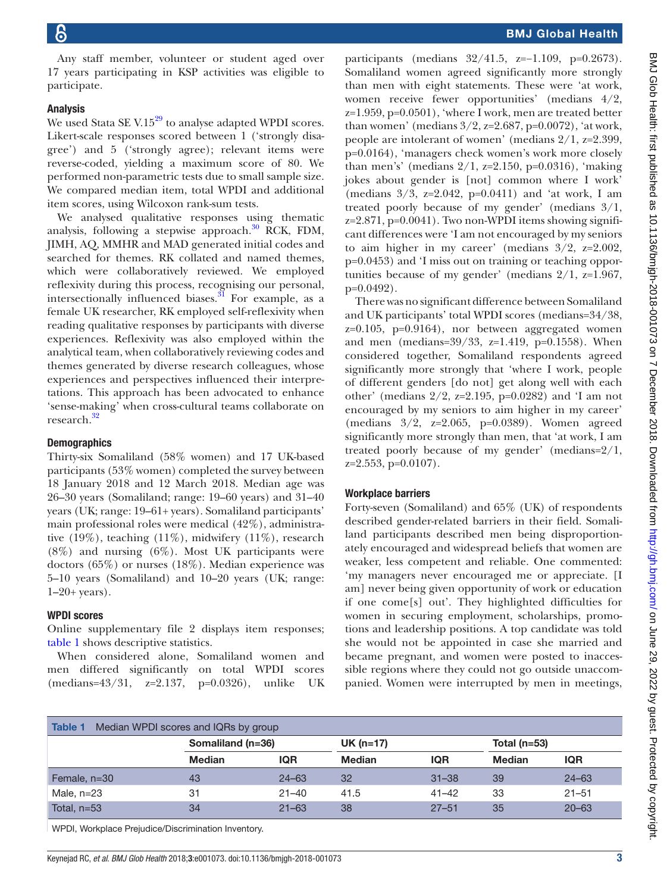Any staff member, volunteer or student aged over 17 years participating in KSP activities was eligible to participate.

### Analysis

We used Stata SE V.15[29] to analyse adapted WPDI scores. Likert-scale responses scored between 1 ('strongly disagree') and 5 ('strongly agree'); relevant items were reverse-coded, yielding a maximum score of 80. We performed non-parametric tests due to small sample size. We compared median item, total WPDI and additional item scores, using Wilcoxon rank-sum tests.

We analysed qualitative responses using thematic analysis, following a stepwise approach.[30] RCK, FDM, JIMH, AQ, MMHR and MAD generated initial codes and searched for themes. RK collated and named themes, which were collaboratively reviewed. We employed reflexivity during this process, recognising our personal, intersectionally influenced biases.[31] For example, as a female UK researcher, RK employed self-reflexivity when reading qualitative responses by participants with diverse experiences. Reflexivity was also employed within the analytical team, when collaboratively reviewing codes and themes generated by diverse research colleagues, whose experiences and perspectives influenced their interpretations. This approach has been advocated to enhance 'sense-making' when cross-cultural teams collaborate on research.[32]

### Demographics

Thirty-six Somaliland (58% women) and 17 UK-based participants (53% women) completed the survey between 18 January 2018 and 12 March 2018. Median age was 26–30 years (Somaliland; range: 19–60 years) and 31–40 years (UK; range: 19–61+ years). Somaliland participants' main professional roles were medical (42%), administrative (19%), teaching (11%), midwifery (11%), research (8%) and nursing (6%). Most UK participants were doctors (65%) or nurses (18%). Median experience was 5–10 years (Somaliland) and 10–20 years (UK; range: 1–20+ years).

### WPDI scores

Online supplementary file 2 displays item responses; table 1 shows descriptive statistics.

When considered alone, Somaliland women and men differed significantly on total WPDI scores (medians=43/31, z=2.137, p=0.0326), unlike UK participants (medians 32/41.5, z=−1.109, p=0.2673). Somaliland women agreed significantly more strongly than men with eight statements. These were 'at work, women receive fewer opportunities' (medians 4/2, z=1.959, p=0.0501), 'where I work, men are treated better than women' (medians 3/2, z=2.687, p=0.0072), 'at work, people are intolerant of women' (medians 2/1, z=2.399, p=0.0164), 'managers check women's work more closely than men's' (medians 2/1, z=2.150, p=0.0316), 'making jokes about gender is [not] common where I work' (medians 3/3, z=2.042, p=0.0411) and 'at work, I am treated poorly because of my gender' (medians 3/1, z=2.871, p=0.0041). Two non-WPDI items showing significant differences were 'I am not encouraged by my seniors to aim higher in my career' (medians 3/2, z=2.002, p=0.0453) and 'I miss out on training or teaching opportunities because of my gender' (medians 2/1, z=1.967, p=0.0492).

There was no significant difference between Somaliland and UK participants' total WPDI scores (medians=34/38, z=0.105, p=0.9164), nor between aggregated women and men (medians=39/33, z=1.419, p=0.1558). When considered together, Somaliland respondents agreed significantly more strongly that 'where I work, people of different genders [do not] get along well with each other' (medians 2/2, z=2.195, p=0.0282) and 'I am not encouraged by my seniors to aim higher in my career' (medians 3/2, z=2.065, p=0.0389). Women agreed significantly more strongly than men, that 'at work, I am treated poorly because of my gender' (medians=2/1, z=2.553, p=0.0107).

### Workplace barriers

Forty-seven (Somaliland) and 65% (UK) of respondents described gender-related barriers in their field. Somaliland participants described men being disproportionately encouraged and widespread beliefs that women are weaker, less competent and reliable. One commented: 'my managers never encouraged me or appreciate. [I am] never being given opportunity of work or education if one come[s] out'. They highlighted difficulties for women in securing employment, scholarships, promotions and leadership positions. A top candidate was told she would not be appointed in case she married and became pregnant, and women were posted to inaccessible regions where they could not go outside unaccompanied. Women were interrupted by men in meetings,

**Table 1** Median WPDI scores and IQRs by group

| | Somaliland (n=36) | | UK (n=17) | | Total (n=53) | |
|---|---|---|---|---|---|---|
| | Median | IQR | Median | IQR | Median | IQR |
| Female, n=30 | 43 | 24–63 | 32 | 31–38 | 39 | 24–63 |
| Male, n=23 | 31 | 21–40 | 41.5 | 41–42 | 33 | 21–51 |
| Total, n=53 | 34 | 21–63 | 38 | 27–51 | 35 | 20–63 |

WPDI, Workplace Prejudice/Discrimination Inventory.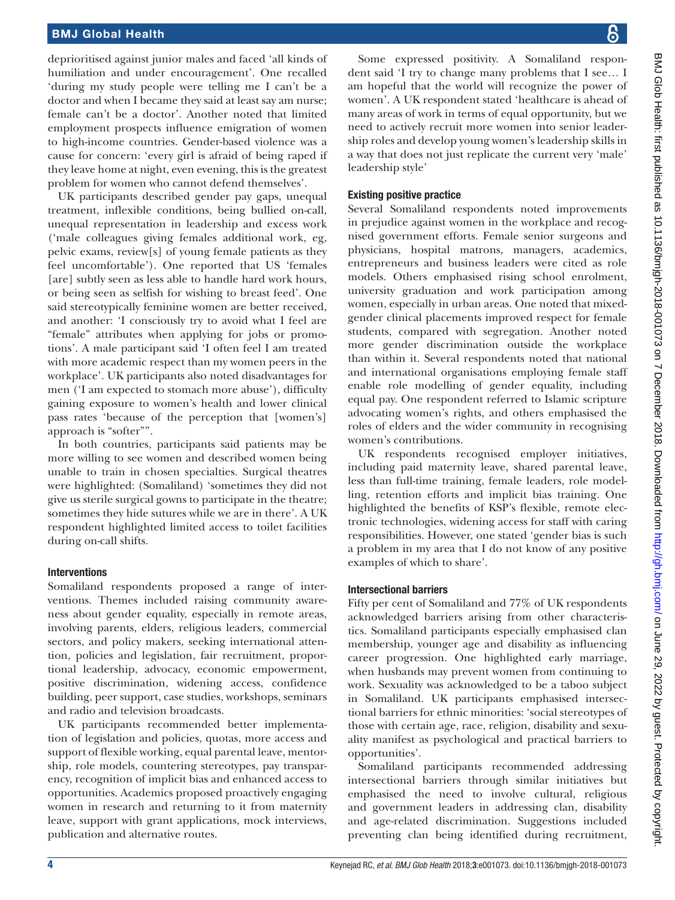deprioritised against junior males and faced 'all kinds of humiliation and under encouragement'. One recalled 'during my study people were telling me I can't be a doctor and when I became they said at least say am nurse; female can't be a doctor'. Another noted that limited employment prospects influence emigration of women to high-income countries. Gender-based violence was a cause for concern: 'every girl is afraid of being raped if they leave home at night, even evening, this is the greatest problem for women who cannot defend themselves'.

UK participants described gender pay gaps, unequal treatment, inflexible conditions, being bullied on-call, unequal representation in leadership and excess work ('male colleagues giving females additional work, eg, pelvic exams, review[s] of young female patients as they feel uncomfortable'). One reported that US 'females [are] subtly seen as less able to handle hard work hours, or being seen as selfish for wishing to breast feed'. One said stereotypically feminine women are better received, and another: 'I consciously try to avoid what I feel are "female" attributes when applying for jobs or promotions'. A male participant said 'I often feel I am treated with more academic respect than my women peers in the workplace'. UK participants also noted disadvantages for men ('I am expected to stomach more abuse'), difficulty gaining exposure to women's health and lower clinical pass rates 'because of the perception that [women's] approach is "softer"'.

In both countries, participants said patients may be more willing to see women and described women being unable to train in chosen specialties. Surgical theatres were highlighted: (Somaliland) 'sometimes they did not give us sterile surgical gowns to participate in the theatre; sometimes they hide sutures while we are in there'. A UK respondent highlighted limited access to toilet facilities during on-call shifts.

### Interventions

Somaliland respondents proposed a range of interventions. Themes included raising community awareness about gender equality, especially in remote areas, involving parents, elders, religious leaders, commercial sectors, and policy makers, seeking international attention, policies and legislation, fair recruitment, proportional leadership, advocacy, economic empowerment, positive discrimination, widening access, confidence building, peer support, case studies, workshops, seminars and radio and television broadcasts.

UK participants recommended better implementation of legislation and policies, quotas, more access and support of flexible working, equal parental leave, mentorship, role models, countering stereotypes, pay transparency, recognition of implicit bias and enhanced access to opportunities. Academics proposed proactively engaging women in research and returning to it from maternity leave, support with grant applications, mock interviews, publication and alternative routes.

Some expressed positivity. A Somaliland respondent said 'I try to change many problems that I see… I am hopeful that the world will recognize the power of women'. A UK respondent stated 'healthcare is ahead of many areas of work in terms of equal opportunity, but we need to actively recruit more women into senior leadership roles and develop young women's leadership skills in a way that does not just replicate the current very 'male' leadership style'

### Existing positive practice

Several Somaliland respondents noted improvements in prejudice against women in the workplace and recognised government efforts. Female senior surgeons and physicians, hospital matrons, managers, academics, entrepreneurs and business leaders were cited as role models. Others emphasised rising school enrolment, university graduation and work participation among women, especially in urban areas. One noted that mixed-gender clinical placements improved respect for female students, compared with segregation. Another noted more gender discrimination outside the workplace than within it. Several respondents noted that national and international organisations employing female staff enable role modelling of gender equality, including equal pay. One respondent referred to Islamic scripture advocating women's rights, and others emphasised the roles of elders and the wider community in recognising women's contributions.

UK respondents recognised employer initiatives, including paid maternity leave, shared parental leave, less than full-time training, female leaders, role modelling, retention efforts and implicit bias training. One highlighted the benefits of KSP's flexible, remote electronic technologies, widening access for staff with caring responsibilities. However, one stated 'gender bias is such a problem in my area that I do not know of any positive examples of which to share'.

### Intersectional barriers

Fifty per cent of Somaliland and 77% of UK respondents acknowledged barriers arising from other characteristics. Somaliland participants especially emphasised clan membership, younger age and disability as influencing career progression. One highlighted early marriage, when husbands may prevent women from continuing to work. Sexuality was acknowledged to be a taboo subject in Somaliland. UK participants emphasised intersectional barriers for ethnic minorities: 'social stereotypes of those with certain age, race, religion, disability and sexuality manifest as psychological and practical barriers to opportunities'.

Somaliland participants recommended addressing intersectional barriers through similar initiatives but emphasised the need to involve cultural, religious and government leaders in addressing clan, disability and age-related discrimination. Suggestions included preventing clan being identified during recruitment,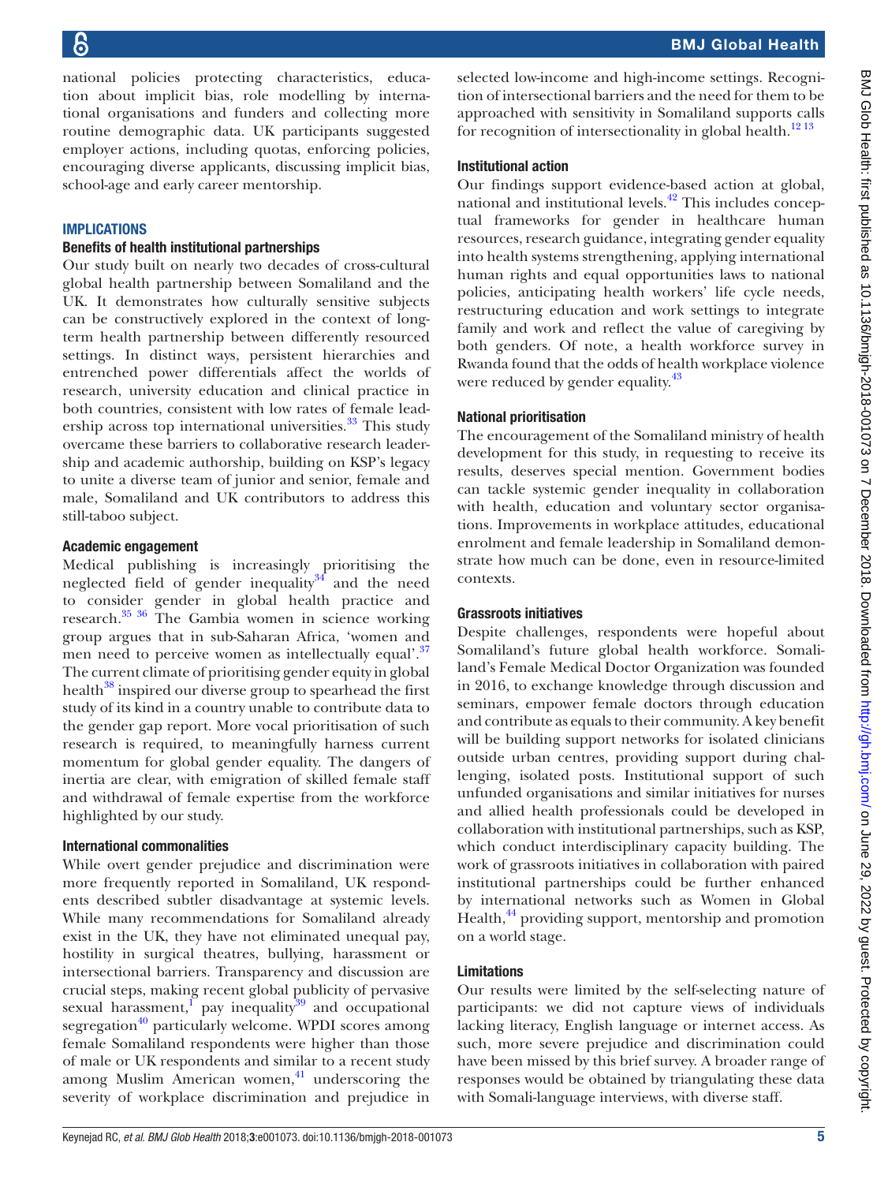national policies protecting characteristics, education about implicit bias, role modelling by international organisations and funders and collecting more routine demographic data. UK participants suggested employer actions, including quotas, enforcing policies, encouraging diverse applicants, discussing implicit bias, school-age and early career mentorship.

## IMPLICATIONS

### Benefits of health institutional partnerships

Our study built on nearly two decades of cross-cultural global health partnership between Somaliland and the UK. It demonstrates how culturally sensitive subjects can be constructively explored in the context of long-term health partnership between differently resourced settings. In distinct ways, persistent hierarchies and entrenched power differentials affect the worlds of research, university education and clinical practice in both countries, consistent with low rates of female leadership across top international universities.[33] This study overcame these barriers to collaborative research leadership and academic authorship, building on KSP's legacy to unite a diverse team of junior and senior, female and male, Somaliland and UK contributors to address this still-taboo subject.

### Academic engagement

Medical publishing is increasingly prioritising the neglected field of gender inequality[34] and the need to consider gender in global health practice and research.[35 36] The Gambia women in science working group argues that in sub-Saharan Africa, 'women and men need to perceive women as intellectually equal'.[37] The current climate of prioritising gender equity in global health[38] inspired our diverse group to spearhead the first study of its kind in a country unable to contribute data to the gender gap report. More vocal prioritisation of such research is required, to meaningfully harness current momentum for global gender equality. The dangers of inertia are clear, with emigration of skilled female staff and withdrawal of female expertise from the workforce highlighted by our study.

### International commonalities

While overt gender prejudice and discrimination were more frequently reported in Somaliland, UK respondents described subtler disadvantage at systemic levels. While many recommendations for Somaliland already exist in the UK, they have not eliminated unequal pay, hostility in surgical theatres, bullying, harassment or intersectional barriers. Transparency and discussion are crucial steps, making recent global publicity of pervasive sexual harassment,[1] pay inequality[39] and occupational segregation[40] particularly welcome. WPDI scores among female Somaliland respondents were higher than those of male or UK respondents and similar to a recent study among Muslim American women,[41] underscoring the severity of workplace discrimination and prejudice in selected low-income and high-income settings. Recognition of intersectional barriers and the need for them to be approached with sensitivity in Somaliland supports calls for recognition of intersectionality in global health.[12 13]

### Institutional action

Our findings support evidence-based action at global, national and institutional levels.[42] This includes conceptual frameworks for gender in healthcare human resources, research guidance, integrating gender equality into health systems strengthening, applying international human rights and equal opportunities laws to national policies, anticipating health workers' life cycle needs, restructuring education and work settings to integrate family and work and reflect the value of caregiving by both genders. Of note, a health workforce survey in Rwanda found that the odds of health workplace violence were reduced by gender equality.[43]

### National prioritisation

The encouragement of the Somaliland ministry of health development for this study, in requesting to receive its results, deserves special mention. Government bodies can tackle systemic gender inequality in collaboration with health, education and voluntary sector organisations. Improvements in workplace attitudes, educational enrolment and female leadership in Somaliland demonstrate how much can be done, even in resource-limited contexts.

### Grassroots initiatives

Despite challenges, respondents were hopeful about Somaliland's future global health workforce. Somaliland's Female Medical Doctor Organization was founded in 2016, to exchange knowledge through discussion and seminars, empower female doctors through education and contribute as equals to their community. A key benefit will be building support networks for isolated clinicians outside urban centres, providing support during challenging, isolated posts. Institutional support of such unfunded organisations and similar initiatives for nurses and allied health professionals could be developed in collaboration with institutional partnerships, such as KSP, which conduct interdisciplinary capacity building. The work of grassroots initiatives in collaboration with paired institutional partnerships could be further enhanced by international networks such as Women in Global Health,[44] providing support, mentorship and promotion on a world stage.

### Limitations

Our results were limited by the self-selecting nature of participants: we did not capture views of individuals lacking literacy, English language or internet access. As such, more severe prejudice and discrimination could have been missed by this brief survey. A broader range of responses would be obtained by triangulating these data with Somali-language interviews, with diverse staff.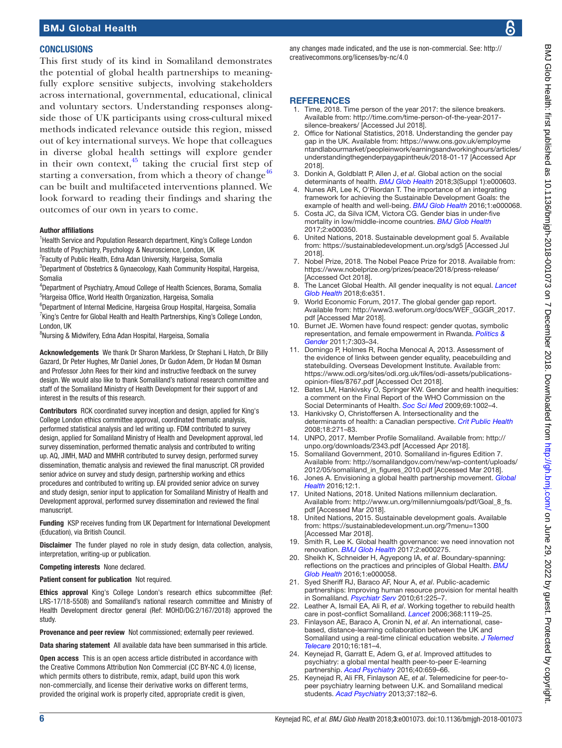## CONCLUSIONS

This first study of its kind in Somaliland demonstrates the potential of global health partnerships to meaningfully explore sensitive subjects, involving stakeholders across international, governmental, educational, clinical and voluntary sectors. Understanding responses alongside those of UK participants using cross-cultural mixed methods indicated relevance outside this region, missed out of key international surveys. We hope that colleagues in diverse global health settings will explore gender in their own context,[45] taking the crucial first step of starting a conversation, from which a theory of change[46] can be built and multifaceted interventions planned. We look forward to reading their findings and sharing the outcomes of our own in years to come.

**Author affiliations**

[1]Health Service and Population Research department, King's College London Institute of Psychiatry, Psychology & Neuroscience, London, UK
[2]Faculty of Public Health, Edna Adan University, Hargeisa, Somalia
[3]Department of Obstetrics & Gynaecology, Kaah Community Hospital, Hargeisa, Somalia
[4]Department of Psychiatry, Amoud College of Health Sciences, Borama, Somalia
[5]Hargeisa Office, World Health Organization, Hargeisa, Somalia
[6]Department of Internal Medicine, Hargeisa Group Hospital, Hargeisa, Somalia
[7]King's Centre for Global Health and Health Partnerships, King's College London, London, UK
[8]Nursing & Midwifery, Edna Adan Hospital, Hargeisa, Somalia

**Acknowledgements** We thank Dr Sharon Markless, Dr Stephani L Hatch, Dr Billy Gazard, Dr Peter Hughes, Mr Daniel Jones, Dr Gudon Adem, Dr Hodan M Osman and Professor John Rees for their kind and instructive feedback on the survey design. We would also like to thank Somaliland's national research committee and staff of the Somaliland Ministry of Health Development for their support of and interest in the results of this research.

**Contributors** RCK coordinated survey inception and design, applied for King's College London ethics committee approval, coordinated thematic analysis, performed statistical analysis and led writing up. FDM contributed to survey design, applied for Somaliland Ministry of Health and Development approval, led survey dissemination, performed thematic analysis and contributed to writing up. AQ, JIMH, MAD and MMHR contributed to survey design, performed survey dissemination, thematic analysis and reviewed the final manuscript. CR provided senior advice on survey and study design, partnership working and ethics procedures and contributed to writing up. EAI provided senior advice on survey and study design, senior input to application for Somaliland Ministry of Health and Development approval, performed survey dissemination and reviewed the final manuscript.

**Funding** KSP receives funding from UK Department for International Development (Education), via British Council.

**Disclaimer** The funder played no role in study design, data collection, analysis, interpretation, writing-up or publication.

**Competing interests** None declared.

**Patient consent for publication** Not required.

**Ethics approval** King's College London's research ethics subcommittee (Ref: LRS-17/18-5508) and Somaliland's national research committee and Ministry of Health Development director general (Ref: MOHD/DG:2/167/2018) approved the study.

**Provenance and peer review** Not commissioned; externally peer reviewed.

**Data sharing statement** All available data have been summarised in this article.

**Open access** This is an open access article distributed in accordance with the Creative Commons Attribution Non Commercial (CC BY-NC 4.0) license, which permits others to distribute, remix, adapt, build upon this work non-commercially, and license their derivative works on different terms, provided the original work is properly cited, appropriate credit is given, any changes made indicated, and the use is non-commercial. See: http://creativecommons.org/licenses/by-nc/4.0

## REFERENCES

1. Time, 2018. Time person of the year 2017: the silence breakers. Available from: http://time.com/time-person-of-the-year-2017-silence-breakers/ [Accessed Jul 2018].
2. Office for National Statistics, 2018. Understanding the gender pay gap in the UK. Available from: https://www.ons.gov.uk/employmentandlabourmarket/peopleinwork/earningsandworkinghours/articles/understandingthegenderpaygapintheuk/2018-01-17 [Accessed Apr 2018].
3. Donkin A, Goldblatt P, Allen J, *et al*. Global action on the social determinants of health. *BMJ Glob Health* 2018;3(Suppl 1):e000603.
4. Nunes AR, Lee K, O'Riordan T. The importance of an integrating framework for achieving the Sustainable Development Goals: the example of health and well-being. *BMJ Glob Health* 2016;1:e000068.
5. Costa JC, da Silva ICM, Victora CG. Gender bias in under-five mortality in low/middle-income countries. *BMJ Glob Health* 2017;2:e000350.
6. United Nations, 2018. Sustainable development goal 5. Available from: https://sustainabledevelopment.un.org/sdg5 [Accessed Jul 2018].
7. Nobel Prize, 2018. The Nobel Peace Prize for 2018. Available from: https://www.nobelprize.org/prizes/peace/2018/press-release/ [Accessed Oct 2018].
8. The Lancet Global Health. All gender inequality is not equal. *Lancet Glob Health* 2018;6:e351.
9. World Economic Forum, 2017. The global gender gap report. Available from: http://www3.weforum.org/docs/WEF_GGGR_2017.pdf [Accessed Mar 2018].
10. Burnet JE. Women have found respect: gender quotas, symbolic representation, and female empowerment in Rwanda. *Politics & Gender* 2011;7:303–34.
11. Domingo P, Holmes R, Rocha Menocal A, 2013. Assessment of the evidence of links between gender equality, peacebuilding and statebuilding. Overseas Development Institute. Available from: https://www.odi.org/sites/odi.org.uk/files/odi-assets/publications-opinion-files/8767.pdf [Accessed Oct 2018].
12. Bates LM, Hankivsky O, Springer KW. Gender and health inequities: a comment on the Final Report of the WHO Commission on the Social Determinants of Health. *Soc Sci Med* 2009;69:1002–4.
13. Hankivsky O, Christoffersen A. Intersectionality and the determinants of health: a Canadian perspective. *Crit Public Health* 2008;18:271–83.
14. UNPO, 2017. Member Profile Somaliland. Available from: http://unpo.org/downloads/2343.pdf [Accessed Apr 2018].
15. Somaliland Government, 2010. Somaliland in-figures Edition 7. Available from: http://somalilandgov.com/new/wp-content/uploads/2012/05/somaliland_in_figures_2010.pdf [Accessed Mar 2018].
16. Jones A. Envisioning a global health partnership movement. *Global Health* 2016;12:1.
17. United Nations, 2018. United Nations millennium declaration. Available from: http://www.un.org/millenniumgoals/pdf/Goal_8_fs.pdf [Accessed Mar 2018].
18. United Nations, 2015. Sustainable development goals. Available from: https://sustainabledevelopment.un.org/?menu=1300 [Accessed Mar 2018].
19. Smith R, Lee K. Global health governance: we need innovation not renovation. *BMJ Glob Health* 2017;2:e000275.
20. Sheikh K, Schneider H, Agyepong IA, *et al*. Boundary-spanning: reflections on the practices and principles of Global Health. *BMJ Glob Health* 2016;1:e000058.
21. Syed Sheriff RJ, Baraco AF, Nour A, *et al*. Public-academic partnerships: Improving human resource provision for mental health in Somaliland. *Psychiatr Serv* 2010;61:225–7.
22. Leather A, Ismail EA, Ali R, *et al*. Working together to rebuild health care in post-conflict Somaliland. *Lancet* 2006;368:1119–25.
23. Finlayson AE, Baraco A, Cronin N, *et al*. An international, case-based, distance-learning collaboration between the UK and Somaliland using a real-time clinical education website. *J Telemed Telecare* 2010;16:181–4.
24. Keynejad R, Garratt E, Adem G, *et al*. Improved attitudes to psychiatry: a global mental health peer-to-peer E-learning partnership. *Acad Psychiatry* 2016;40:659–66.
25. Keynejad R, Ali FR, Finlayson AE, *et al*. Telemedicine for peer-to-peer psychiatry learning between U.K. and Somaliland medical students. *Acad Psychiatry* 2013;37:182–6.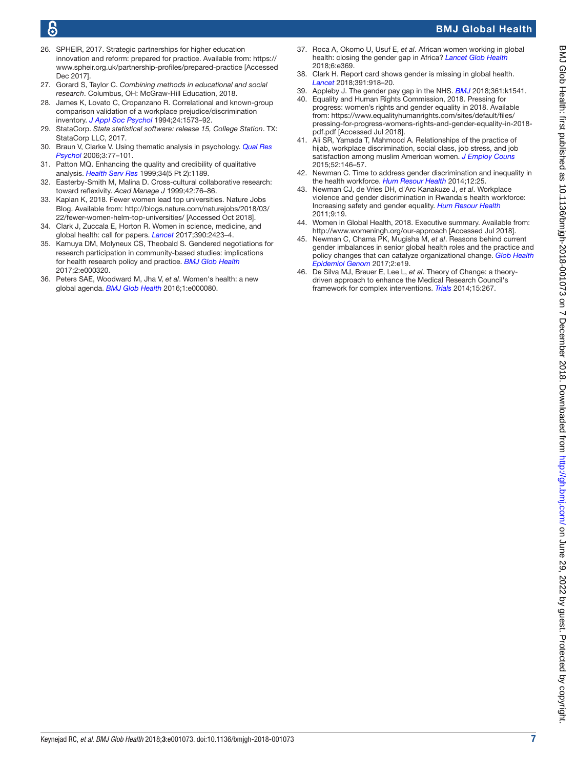26. SPHEIR, 2017. Strategic partnerships for higher education innovation and reform: prepared for practice. Available from: https://www.spheir.org.uk/partnership-profiles/prepared-practice [Accessed Dec 2017].
27. Gorard S, Taylor C. *Combining methods in educational and social research*. Columbus, OH: McGraw-Hill Education, 2018.
28. James K, Lovato C, Cropanzano R. Correlational and known-group comparison validation of a workplace prejudice/discrimination inventory. *J Appl Soc Psychol* 1994;24:1573–92.
29. StataCorp. *Stata statistical software: release 15, College Station*. TX: StataCorp LLC, 2017.
30. Braun V, Clarke V. Using thematic analysis in psychology. *Qual Res Psychol* 2006;3:77–101.
31. Patton MQ. Enhancing the quality and credibility of qualitative analysis. *Health Serv Res* 1999;34(5 Pt 2):1189.
32. Easterby-Smith M, Malina D. Cross-cultural collaborative research: toward reflexivity. *Acad Manage J* 1999;42:76–86.
33. Kaplan K, 2018. Fewer women lead top universities. Nature Jobs Blog. Available from: http://blogs.nature.com/naturejobs/2018/03/22/fewer-women-helm-top-universities/ [Accessed Oct 2018].
34. Clark J, Zuccala E, Horton R. Women in science, medicine, and global health: call for papers. *Lancet* 2017;390:2423–4.
35. Kamuya DM, Molyneux CS, Theobald S. Gendered negotiations for research participation in community-based studies: implications for health research policy and practice. *BMJ Glob Health* 2017;2:e000320.
36. Peters SAE, Woodward M, Jha V, *et al*. Women's health: a new global agenda. *BMJ Glob Health* 2016;1:e000080.
37. Roca A, Okomo U, Usuf E, *et al*. African women working in global health: closing the gender gap in Africa? *Lancet Glob Health* 2018;6:e369.
38. Clark H. Report card shows gender is missing in global health. *Lancet* 2018;391:918–20.
39. Appleby J. The gender pay gap in the NHS. *BMJ* 2018;361:k1541.
40. Equality and Human Rights Commission, 2018. Pressing for progress: women's rights and gender equality in 2018. Available from: https://www.equalityhumanrights.com/sites/default/files/pressing-for-progress-womens-rights-and-gender-equality-in-2018-pdf.pdf [Accessed Jul 2018].
41. Ali SR, Yamada T, Mahmood A. Relationships of the practice of hijab, workplace discrimination, social class, job stress, and job satisfaction among muslim American women. *J Employ Couns* 2015;52:146–57.
42. Newman C. Time to address gender discrimination and inequality in the health workforce. *Hum Resour Health* 2014;12:25.
43. Newman CJ, de Vries DH, d'Arc Kanakuze J, *et al*. Workplace violence and gender discrimination in Rwanda's health workforce: Increasing safety and gender equality. *Hum Resour Health* 2011;9:19.
44. Women in Global Health, 2018. Executive summary. Available from: http://www.womeningh.org/our-approach [Accessed Jul 2018].
45. Newman C, Chama PK, Mugisha M, *et al*. Reasons behind current gender imbalances in senior global health roles and the practice and policy changes that can catalyze organizational change. *Glob Health Epidemiol Genom* 2017;2:e19.
46. De Silva MJ, Breuer E, Lee L, *et al*. Theory of Change: a theory-driven approach to enhance the Medical Research Council's framework for complex interventions. *Trials* 2014;15:267.